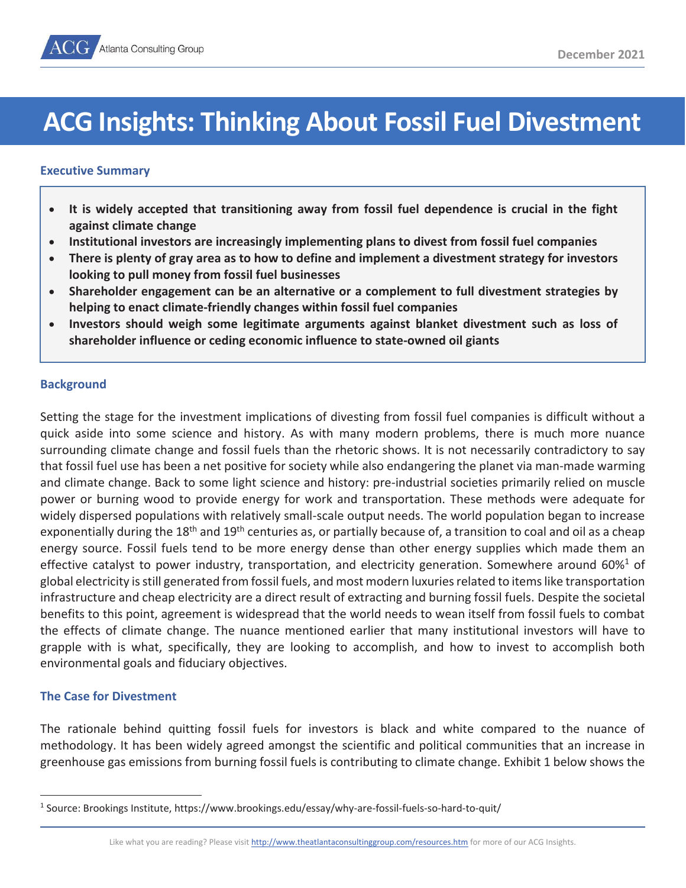# ACG Insights: Thinking About Fossil Fuel Divestment

## Executive Summary

- **It is widely accepted that transitioning away from fossil fuel dependence is crucial in the fight against climate change**
- **Institutional investors are increasingly implementing plans to divest from fossil fuel companies**
- **There is plenty of gray area as to how to define and implement a divestment strategy for investors looking to pull money from fossil fuel businesses**
- **Shareholder engagement can be an alternative or a complement to full divestment strategies by helping to enact climate-friendly changes within fossil fuel companies**
- **Investors should weigh some legitimate arguments against blanket divestment such as loss of shareholder influence or ceding economic influence to state-owned oil giants**

## Background

Setting the stage for the investment implications of divesting from fossil fuel companies is difficult without a quick aside into some science and history. As with many modern problems, there is much more nuance surrounding climate change and fossil fuels than the rhetoric shows. It is not necessarily contradictory to say that fossil fuel use has been a net positive for society while also endangering the planet via man-made warming and climate change. Back to some light science and history: pre-industrial societies primarily relied on muscle power or burning wood to provide energy for work and transportation. These methods were adequate for widely dispersed populations with relatively small-scale output needs. The world population began to increase exponentially during the 18th and 19th centuries as, or partially because of, a transition to coal and oil as a cheap energy source. Fossil fuels tend to be more energy dense than other energy supplies which made them an effective catalyst to power industry, transportation, and electricity generation. Somewhere around 60%[1] of global electricity is still generated from fossil fuels, and most modern luxuries related to items like transportation infrastructure and cheap electricity are a direct result of extracting and burning fossil fuels. Despite the societal benefits to this point, agreement is widespread that the world needs to wean itself from fossil fuels to combat the effects of climate change. The nuance mentioned earlier that many institutional investors will have to grapple with is what, specifically, they are looking to accomplish, and how to invest to accomplish both environmental goals and fiduciary objectives.

## The Case for Divestment

The rationale behind quitting fossil fuels for investors is black and white compared to the nuance of methodology. It has been widely agreed amongst the scientific and political communities that an increase in greenhouse gas emissions from burning fossil fuels is contributing to climate change. Exhibit 1 below shows the

[1] Source: Brookings Institute, https://www.brookings.edu/essay/why-are-fossil-fuels-so-hard-to-quit/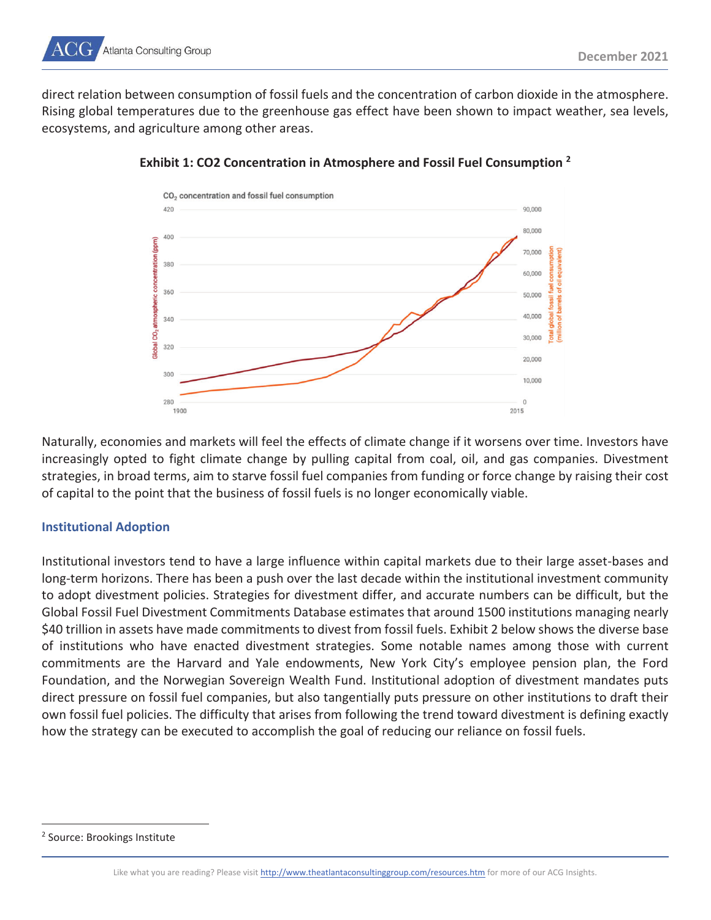direct relation between consumption of fossil fuels and the concentration of carbon dioxide in the atmosphere. Rising global temperatures due to the greenhouse gas effect have been shown to impact weather, sea levels, ecosystems, and agriculture among other areas.

**Exhibit 1: CO2 Concentration in Atmosphere and Fossil Fuel Consumption [2]**

Naturally, economies and markets will feel the effects of climate change if it worsens over time. Investors have increasingly opted to fight climate change by pulling capital from coal, oil, and gas companies. Divestment strategies, in broad terms, aim to starve fossil fuel companies from funding or force change by raising their cost of capital to the point that the business of fossil fuels is no longer economically viable.

### Institutional Adoption

Institutional investors tend to have a large influence within capital markets due to their large asset-bases and long-term horizons. There has been a push over the last decade within the institutional investment community to adopt divestment policies. Strategies for divestment differ, and accurate numbers can be difficult, but the Global Fossil Fuel Divestment Commitments Database estimates that around 1500 institutions managing nearly $40 trillion in assets have made commitments to divest from fossil fuels. Exhibit 2 below shows the diverse base of institutions who have enacted divestment strategies. Some notable names among those with current commitments are the Harvard and Yale endowments, New York City's employee pension plan, the Ford Foundation, and the Norwegian Sovereign Wealth Fund. Institutional adoption of divestment mandates puts direct pressure on fossil fuel companies, but also tangentially puts pressure on other institutions to draft their own fossil fuel policies. The difficulty that arises from following the trend toward divestment is defining exactly how the strategy can be executed to accomplish the goal of reducing our reliance on fossil fuels.

[2] Source: Brookings Institute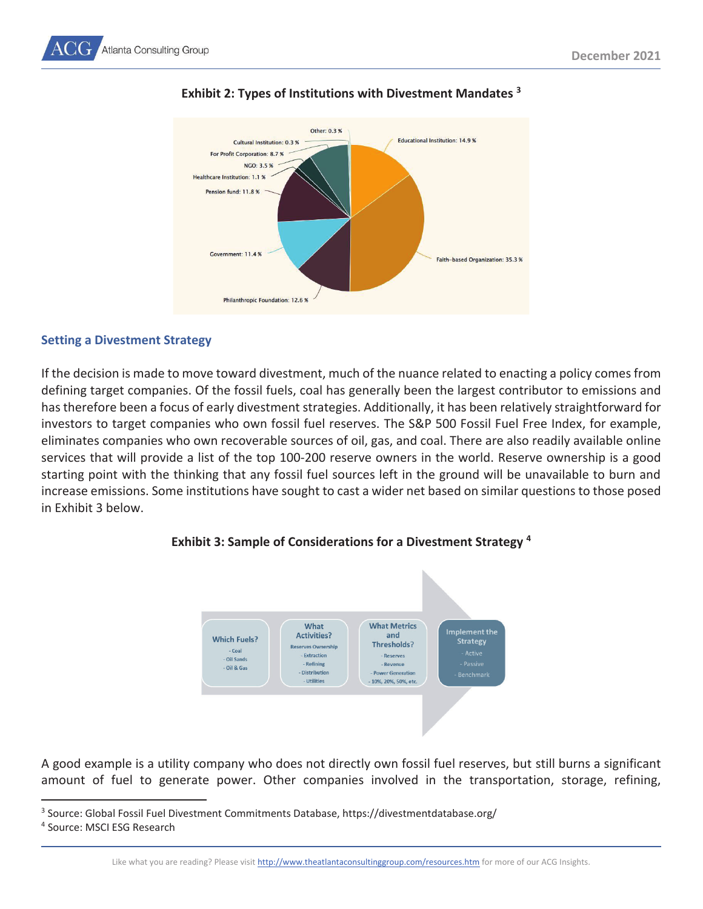### Exhibit 2: Types of Institutions with Divestment Mandates [3]

Other: 0.3 %
Cultural Institution: 0.3 %
For Profit Corporation: 8.7 %
NGO: 3.5 %
Healthcare Institution: 1.1 %
Pension fund: 11.8 %
Government: 11.4 %
Philanthropic Foundation: 12.6 %
Faith-based Organization: 35.3 %
Educational Institution: 14.9 %

### Setting a Divestment Strategy

If the decision is made to move toward divestment, much of the nuance related to enacting a policy comes from defining target companies. Of the fossil fuels, coal has generally been the largest contributor to emissions and has therefore been a focus of early divestment strategies. Additionally, it has been relatively straightforward for investors to target companies who own fossil fuel reserves. The S&P 500 Fossil Fuel Free Index, for example, eliminates companies who own recoverable sources of oil, gas, and coal. There are also readily available online services that will provide a list of the top 100-200 reserve owners in the world. Reserve ownership is a good starting point with the thinking that any fossil fuel sources left in the ground will be unavailable to burn and increase emissions. Some institutions have sought to cast a wider net based on similar questions to those posed in Exhibit 3 below.

### Exhibit 3: Sample of Considerations for a Divestment Strategy [4]

**Which Fuels?**
- Coal
- Oil Sands
- Oil & Gas

**What Activities?**
Reserves Ownership
- Extraction
- Refining
- Distribution
- Utilities

**What Metrics and Thresholds?**
- Reserves
- Revenue
- Power Generation
- 10%, 20%, 50%, etc.

**Implement the Strategy**
- Active
- Passive
- Benchmark

A good example is a utility company who does not directly own fossil fuel reserves, but still burns a significant amount of fuel to generate power. Other companies involved in the transportation, storage, refining,

[3] Source: Global Fossil Fuel Divestment Commitments Database, https://divestmentdatabase.org/

[4] Source: MSCI ESG Research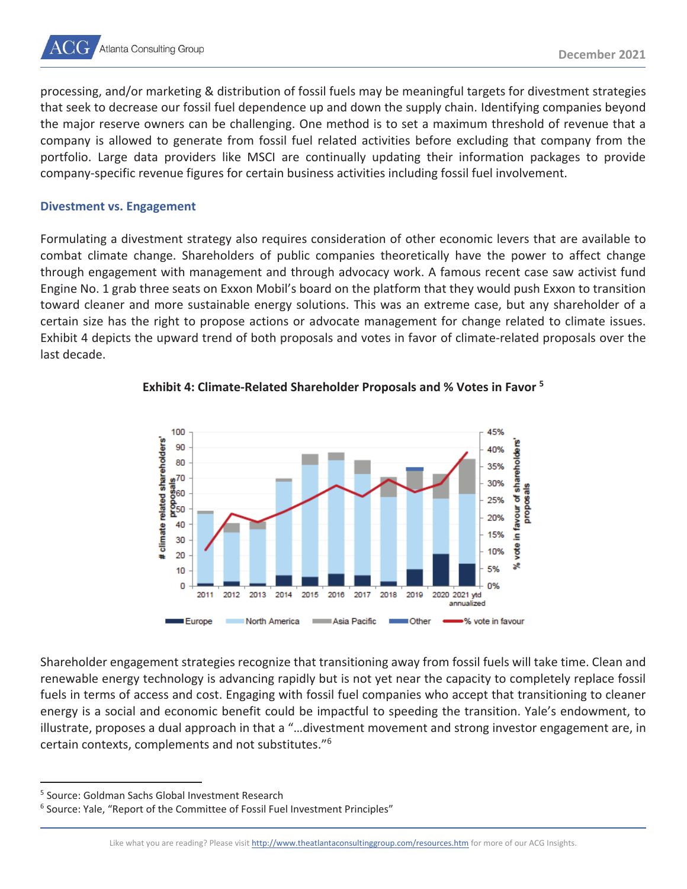processing, and/or marketing & distribution of fossil fuels may be meaningful targets for divestment strategies that seek to decrease our fossil fuel dependence up and down the supply chain. Identifying companies beyond the major reserve owners can be challenging. One method is to set a maximum threshold of revenue that a company is allowed to generate from fossil fuel related activities before excluding that company from the portfolio. Large data providers like MSCI are continually updating their information packages to provide company-specific revenue figures for certain business activities including fossil fuel involvement.

### Divestment vs. Engagement

Formulating a divestment strategy also requires consideration of other economic levers that are available to combat climate change. Shareholders of public companies theoretically have the power to affect change through engagement with management and through advocacy work. A famous recent case saw activist fund Engine No. 1 grab three seats on Exxon Mobil's board on the platform that they would push Exxon to transition toward cleaner and more sustainable energy solutions. This was an extreme case, but any shareholder of a certain size has the right to propose actions or advocate management for change related to climate issues. Exhibit 4 depicts the upward trend of both proposals and votes in favor of climate-related proposals over the last decade.

**Exhibit 4: Climate-Related Shareholder Proposals and % Votes in Favor [5]**

Shareholder engagement strategies recognize that transitioning away from fossil fuels will take time. Clean and renewable energy technology is advancing rapidly but is not yet near the capacity to completely replace fossil fuels in terms of access and cost. Engaging with fossil fuel companies who accept that transitioning to cleaner energy is a social and economic benefit could be impactful to speeding the transition. Yale's endowment, to illustrate, proposes a dual approach in that a "…divestment movement and strong investor engagement are, in certain contexts, complements and not substitutes."[6]

---

[5] Source: Goldman Sachs Global Investment Research

[6] Source: Yale, "Report of the Committee of Fossil Fuel Investment Principles"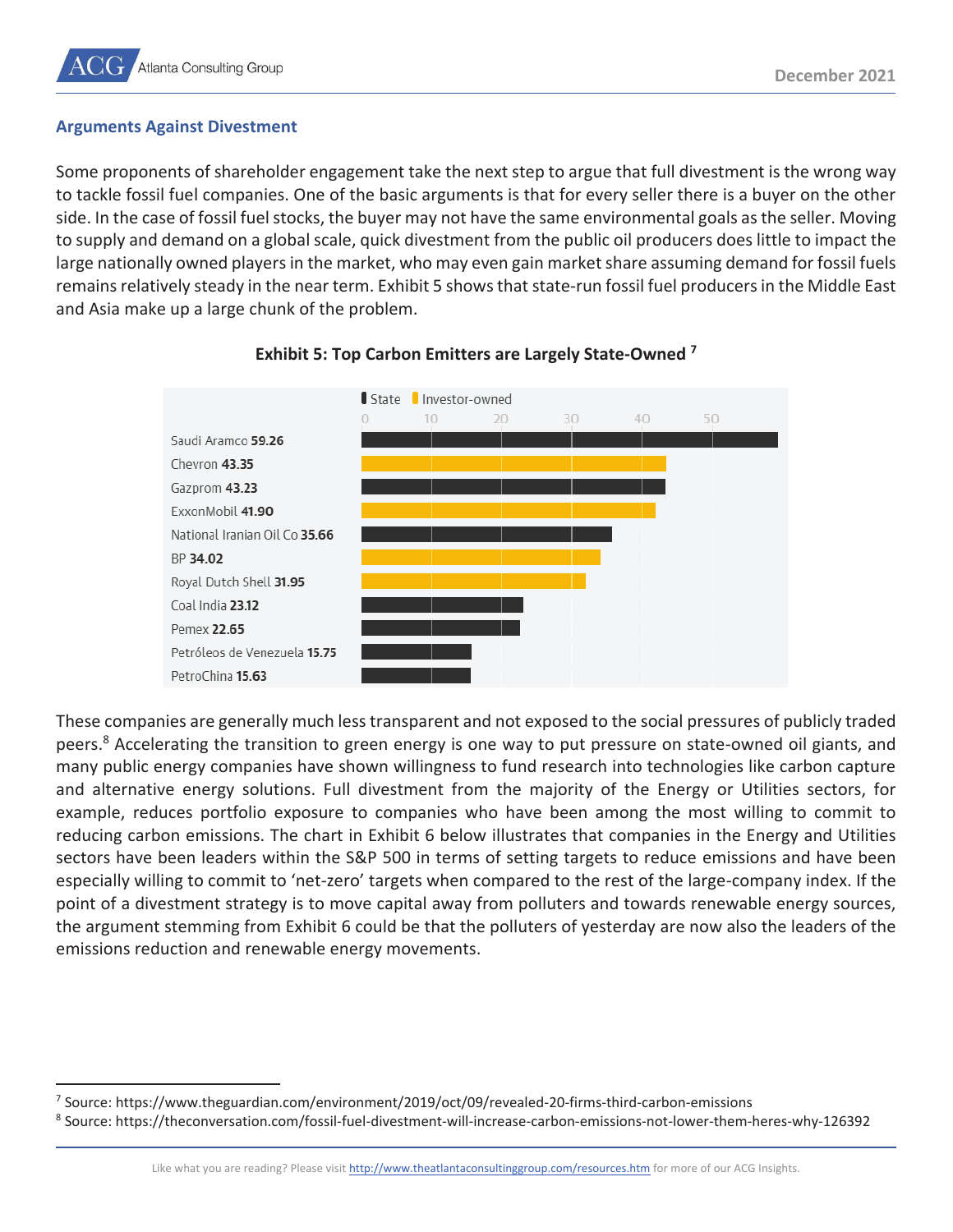### Arguments Against Divestment

Some proponents of shareholder engagement take the next step to argue that full divestment is the wrong way to tackle fossil fuel companies. One of the basic arguments is that for every seller there is a buyer on the other side. In the case of fossil fuel stocks, the buyer may not have the same environmental goals as the seller. Moving to supply and demand on a global scale, quick divestment from the public oil producers does little to impact the large nationally owned players in the market, who may even gain market share assuming demand for fossil fuels remains relatively steady in the near term. Exhibit 5 shows that state-run fossil fuel producers in the Middle East and Asia make up a large chunk of the problem.

**Exhibit 5: Top Carbon Emitters are Largely State-Owned [7]**

| Company | Emissions | Ownership |
|---|---|---|
| Saudi Aramco | 59.26 | State |
| Chevron | 43.35 | Investor-owned |
| Gazprom | 43.23 | State |
| ExxonMobil | 41.90 | Investor-owned |
| National Iranian Oil Co | 35.66 | State |
| BP | 34.02 | Investor-owned |
| Royal Dutch Shell | 31.95 | Investor-owned |
| Coal India | 23.12 | State |
| Pemex | 22.65 | State |
| Petróleos de Venezuela | 15.75 | State |
| PetroChina | 15.63 | State |

These companies are generally much less transparent and not exposed to the social pressures of publicly traded peers.[8] Accelerating the transition to green energy is one way to put pressure on state-owned oil giants, and many public energy companies have shown willingness to fund research into technologies like carbon capture and alternative energy solutions. Full divestment from the majority of the Energy or Utilities sectors, for example, reduces portfolio exposure to companies who have been among the most willing to commit to reducing carbon emissions. The chart in Exhibit 6 below illustrates that companies in the Energy and Utilities sectors have been leaders within the S&P 500 in terms of setting targets to reduce emissions and have been especially willing to commit to 'net-zero' targets when compared to the rest of the large-company index. If the point of a divestment strategy is to move capital away from polluters and towards renewable energy sources, the argument stemming from Exhibit 6 could be that the polluters of yesterday are now also the leaders of the emissions reduction and renewable energy movements.

[7] Source: https://www.theguardian.com/environment/2019/oct/09/revealed-20-firms-third-carbon-emissions

[8] Source: https://theconversation.com/fossil-fuel-divestment-will-increase-carbon-emissions-not-lower-them-heres-why-126392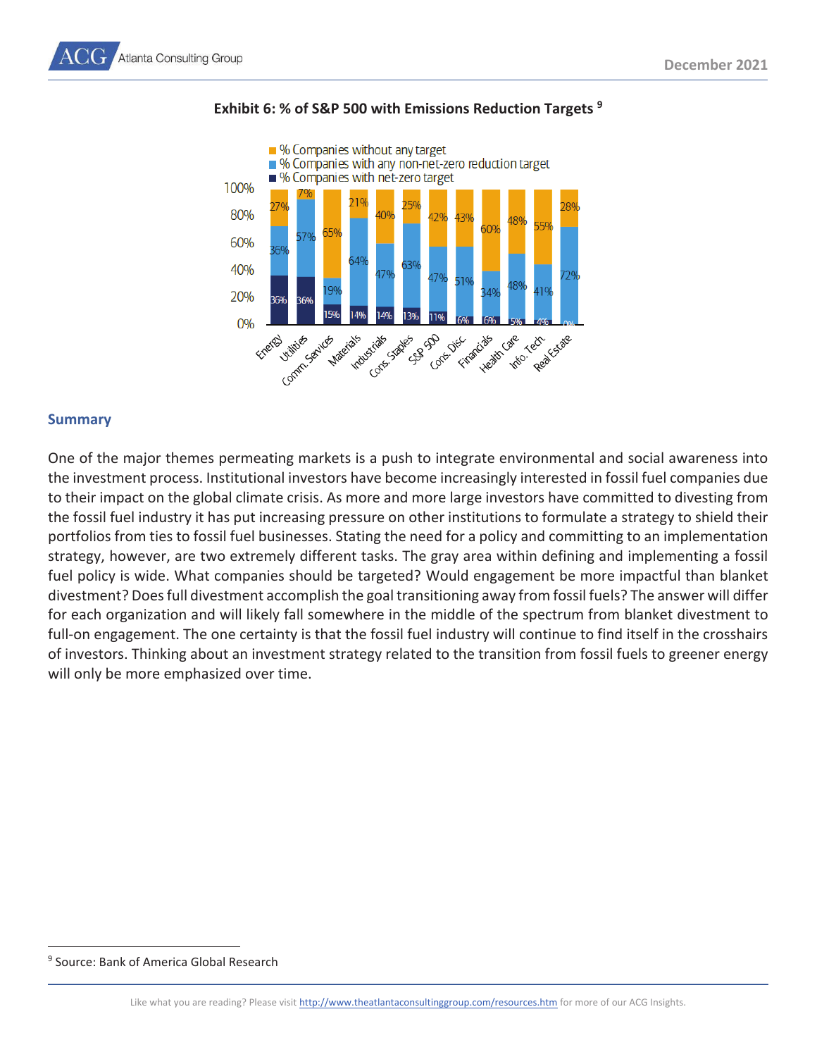**Exhibit 6: % of S&P 500 with Emissions Reduction Targets [9]**

| Sector | % Companies with net-zero target | % Companies with any non-net-zero reduction target | % Companies without any target |
|---|---|---|---|
| Energy | 36% | 36% | 27% |
| Utilities | 36% | 57% | 7% |
| Comm. Services | 15% | 19% | 65% |
| Materials | 14% | 64% | 21% |
| Industrials | 14% | 47% | 40% |
| Cons. Staples | 13% | 63% | 25% |
| S&P 500 | 11% | 47% | 42% |
| Cons. Disc. | 6% | 51% | 43% |
| Financials | 6% | 34% | 60% |
| Health Care | 5% | 48% | 48% |
| Info. Tech. | 4% | 41% | 55% |
| Real Estate | 0% | 72% | 28% |

## Summary

One of the major themes permeating markets is a push to integrate environmental and social awareness into the investment process. Institutional investors have become increasingly interested in fossil fuel companies due to their impact on the global climate crisis. As more and more large investors have committed to divesting from the fossil fuel industry it has put increasing pressure on other institutions to formulate a strategy to shield their portfolios from ties to fossil fuel businesses. Stating the need for a policy and committing to an implementation strategy, however, are two extremely different tasks. The gray area within defining and implementing a fossil fuel policy is wide. What companies should be targeted? Would engagement be more impactful than blanket divestment? Does full divestment accomplish the goal transitioning away from fossil fuels? The answer will differ for each organization and will likely fall somewhere in the middle of the spectrum from blanket divestment to full-on engagement. The one certainty is that the fossil fuel industry will continue to find itself in the crosshairs of investors. Thinking about an investment strategy related to the transition from fossil fuels to greener energy will only be more emphasized over time.

---

[9] Source: Bank of America Global Research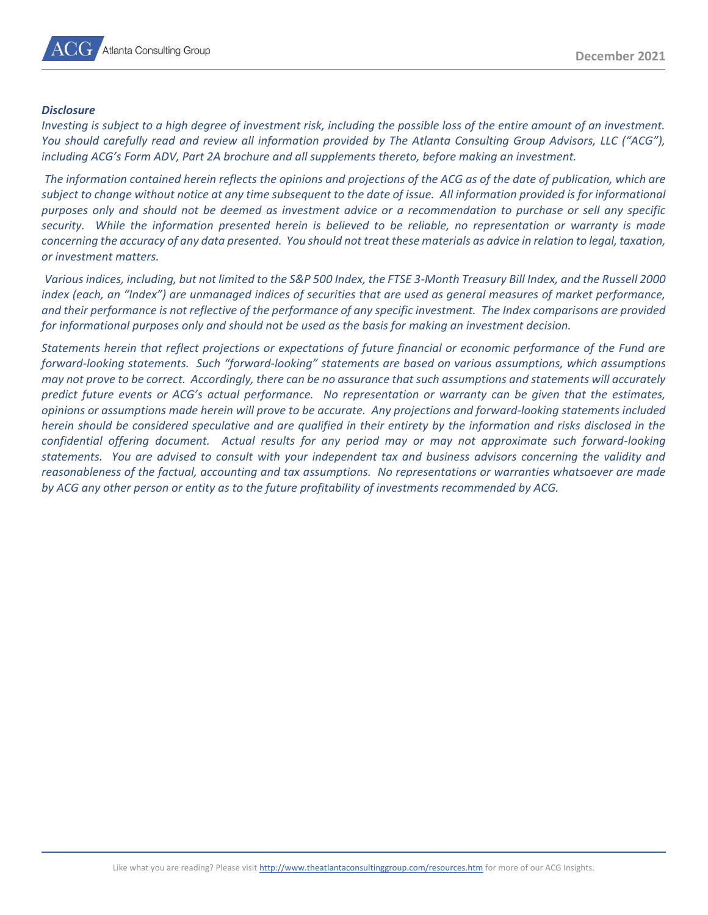***Disclosure***

*Investing is subject to a high degree of investment risk, including the possible loss of the entire amount of an investment. You should carefully read and review all information provided by The Atlanta Consulting Group Advisors, LLC ("ACG"), including ACG's Form ADV, Part 2A brochure and all supplements thereto, before making an investment.*

*The information contained herein reflects the opinions and projections of the ACG as of the date of publication, which are subject to change without notice at any time subsequent to the date of issue. All information provided is for informational purposes only and should not be deemed as investment advice or a recommendation to purchase or sell any specific security. While the information presented herein is believed to be reliable, no representation or warranty is made concerning the accuracy of any data presented. You should not treat these materials as advice in relation to legal, taxation, or investment matters.*

*Various indices, including, but not limited to the S&P 500 Index, the FTSE 3-Month Treasury Bill Index, and the Russell 2000 index (each, an "Index") are unmanaged indices of securities that are used as general measures of market performance, and their performance is not reflective of the performance of any specific investment. The Index comparisons are provided for informational purposes only and should not be used as the basis for making an investment decision.*

*Statements herein that reflect projections or expectations of future financial or economic performance of the Fund are forward-looking statements. Such "forward-looking" statements are based on various assumptions, which assumptions may not prove to be correct. Accordingly, there can be no assurance that such assumptions and statements will accurately predict future events or ACG's actual performance. No representation or warranty can be given that the estimates, opinions or assumptions made herein will prove to be accurate. Any projections and forward-looking statements included herein should be considered speculative and are qualified in their entirety by the information and risks disclosed in the confidential offering document. Actual results for any period may or may not approximate such forward-looking statements. You are advised to consult with your independent tax and business advisors concerning the validity and reasonableness of the factual, accounting and tax assumptions. No representations or warranties whatsoever are made by ACG any other person or entity as to the future profitability of investments recommended by ACG.*